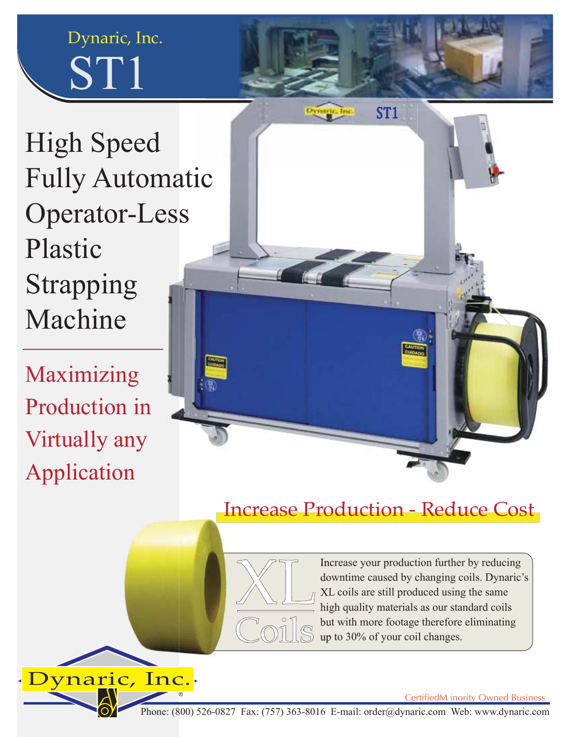Dynaric, Inc.

# ST1

## High Speed Fully Automatic Operator-Less Plastic Strapping Machine

Maximizing Production in Virtually any Application

## Increase Production - Reduce Cost

**XL Coils**

Increase your production further by reducing downtime caused by changing coils. Dynaric's XL coils are still produced using the same high quality materials as our standard coils but with more footage therefore eliminating up to 30% of your coil changes.

Dynaric, Inc.®

Certified Minority Owned Business

Phone: (800) 526-0827 Fax: (757) 363-8016 E-mail: order@dynaric.com Web: www.dynaric.com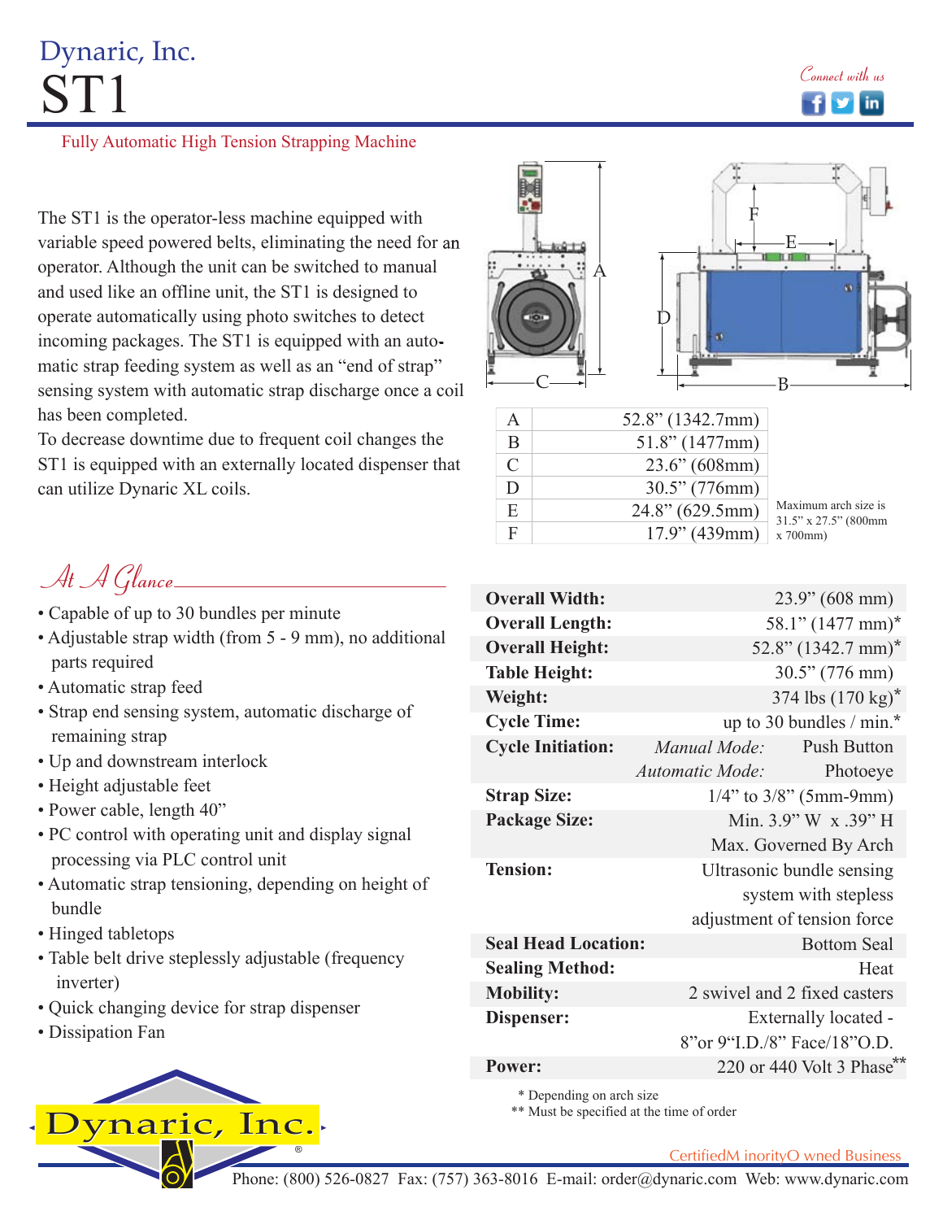# Dynaric, Inc.

# ST1

Fully Automatic High Tension Strapping Machine

The ST1 is the operator-less machine equipped with variable speed powered belts, eliminating the need for an operator. Although the unit can be switched to manual and used like an offline unit, the ST1 is designed to operate automatically using photo switches to detect incoming packages. The ST1 is equipped with an automatic strap feeding system as well as an "end of strap" sensing system with automatic strap discharge once a coil has been completed.

To decrease downtime due to frequent coil changes the ST1 is equipped with an externally located dispenser that can utilize Dynaric XL coils.

| | |
|---|---|
| A | 52.8" (1342.7mm) |
| B | 51.8" (1477mm) |
| C | 23.6" (608mm) |
| D | 30.5" (776mm) |
| E | 24.8" (629.5mm) |
| F | 17.9" (439mm) |

Maximum arch size is 31.5" x 27.5" (800mm x 700mm)

## At A Glance

- Capable of up to 30 bundles per minute
- Adjustable strap width (from 5 - 9 mm), no additional parts required
- Automatic strap feed
- Strap end sensing system, automatic discharge of remaining strap
- Up and downstream interlock
- Height adjustable feet
- Power cable, length 40"
- PC control with operating unit and display signal processing via PLC control unit
- Automatic strap tensioning, depending on height of bundle
- Hinged tabletops
- Table belt drive steplessly adjustable (frequency inverter)
- Quick changing device for strap dispenser
- Dissipation Fan

| | |
|---|---|
| **Overall Width:** | 23.9" (608 mm) |
| **Overall Length:** | 58.1" (1477 mm)* |
| **Overall Height:** | 52.8" (1342.7 mm)* |
| **Table Height:** | 30.5" (776 mm) |
| **Weight:** | 374 lbs (170 kg)* |
| **Cycle Time:** | up to 30 bundles / min.* |
| **Cycle Initiation:** | *Manual Mode:* Push Button<br>*Automatic Mode:* Photoeye |
| **Strap Size:** | 1/4" to 3/8" (5mm-9mm) |
| **Package Size:** | Min. 3.9" W x .39" H<br>Max. Governed By Arch |
| **Tension:** | Ultrasonic bundle sensing system with stepless adjustment of tension force |
| **Seal Head Location:** | Bottom Seal |
| **Sealing Method:** | Heat |
| **Mobility:** | 2 swivel and 2 fixed casters |
| **Dispenser:** | Externally located - 8"or 9"I.D./8" Face/18"O.D. |
| **Power:** | 220 or 440 Volt 3 Phase** |

\* Depending on arch size
** Must be specified at the time of order

Certified Minority Owned Business

Phone: (800) 526-0827 Fax: (757) 363-8016 E-mail: order@dynaric.com Web: www.dynaric.com